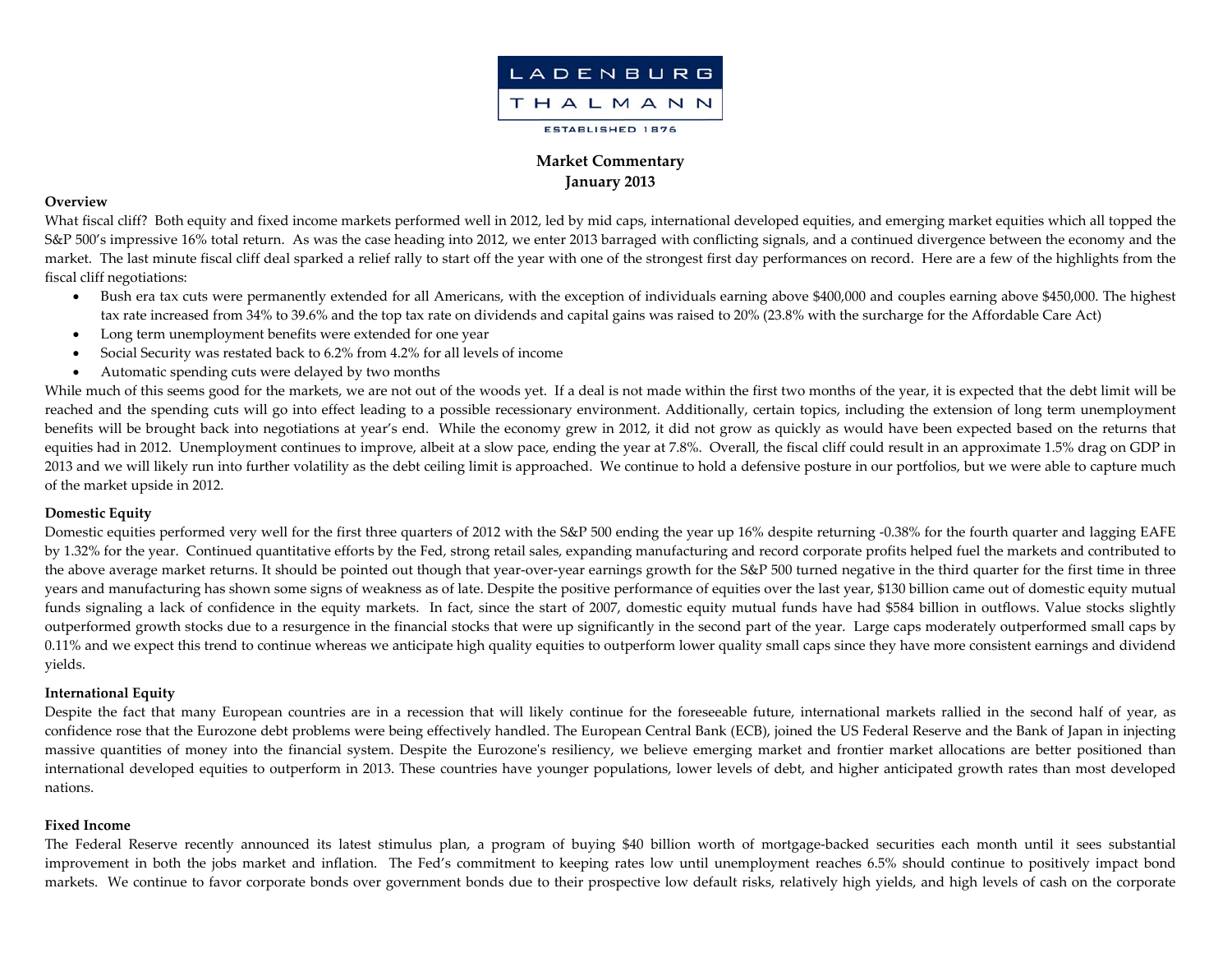LADENBURG THALMANN

ESTABLISHED 1876

# Market Commentary
# January 2013

**Overview**

What fiscal cliff? Both equity and fixed income markets performed well in 2012, led by mid caps, international developed equities, and emerging market equities which all topped the S&P 500's impressive 16% total return. As was the case heading into 2012, we enter 2013 barraged with conflicting signals, and a continued divergence between the economy and the market. The last minute fiscal cliff deal sparked a relief rally to start off the year with one of the strongest first day performances on record. Here are a few of the highlights from the fiscal cliff negotiations:

- Bush era tax cuts were permanently extended for all Americans, with the exception of individuals earning above $400,000 and couples earning above $450,000. The highest tax rate increased from 34% to 39.6% and the top tax rate on dividends and capital gains was raised to 20% (23.8% with the surcharge for the Affordable Care Act)
- Long term unemployment benefits were extended for one year
- Social Security was restated back to 6.2% from 4.2% for all levels of income
- Automatic spending cuts were delayed by two months

While much of this seems good for the markets, we are not out of the woods yet. If a deal is not made within the first two months of the year, it is expected that the debt limit will be reached and the spending cuts will go into effect leading to a possible recessionary environment. Additionally, certain topics, including the extension of long term unemployment benefits will be brought back into negotiations at year's end. While the economy grew in 2012, it did not grow as quickly as would have been expected based on the returns that equities had in 2012. Unemployment continues to improve, albeit at a slow pace, ending the year at 7.8%. Overall, the fiscal cliff could result in an approximate 1.5% drag on GDP in 2013 and we will likely run into further volatility as the debt ceiling limit is approached. We continue to hold a defensive posture in our portfolios, but we were able to capture much of the market upside in 2012.

**Domestic Equity**

Domestic equities performed very well for the first three quarters of 2012 with the S&P 500 ending the year up 16% despite returning -0.38% for the fourth quarter and lagging EAFE by 1.32% for the year. Continued quantitative efforts by the Fed, strong retail sales, expanding manufacturing and record corporate profits helped fuel the markets and contributed to the above average market returns. It should be pointed out though that year-over-year earnings growth for the S&P 500 turned negative in the third quarter for the first time in three years and manufacturing has shown some signs of weakness as of late. Despite the positive performance of equities over the last year, $130 billion came out of domestic equity mutual funds signaling a lack of confidence in the equity markets. In fact, since the start of 2007, domestic equity mutual funds have had $584 billion in outflows. Value stocks slightly outperformed growth stocks due to a resurgence in the financial stocks that were up significantly in the second part of the year. Large caps moderately outperformed small caps by 0.11% and we expect this trend to continue whereas we anticipate high quality equities to outperform lower quality small caps since they have more consistent earnings and dividend yields.

**International Equity**

Despite the fact that many European countries are in a recession that will likely continue for the foreseeable future, international markets rallied in the second half of year, as confidence rose that the Eurozone debt problems were being effectively handled. The European Central Bank (ECB), joined the US Federal Reserve and the Bank of Japan in injecting massive quantities of money into the financial system. Despite the Eurozone's resiliency, we believe emerging market and frontier market allocations are better positioned than international developed equities to outperform in 2013. These countries have younger populations, lower levels of debt, and higher anticipated growth rates than most developed nations.

**Fixed Income**

The Federal Reserve recently announced its latest stimulus plan, a program of buying $40 billion worth of mortgage-backed securities each month until it sees substantial improvement in both the jobs market and inflation. The Fed's commitment to keeping rates low until unemployment reaches 6.5% should continue to positively impact bond markets. We continue to favor corporate bonds over government bonds due to their prospective low default risks, relatively high yields, and high levels of cash on the corporate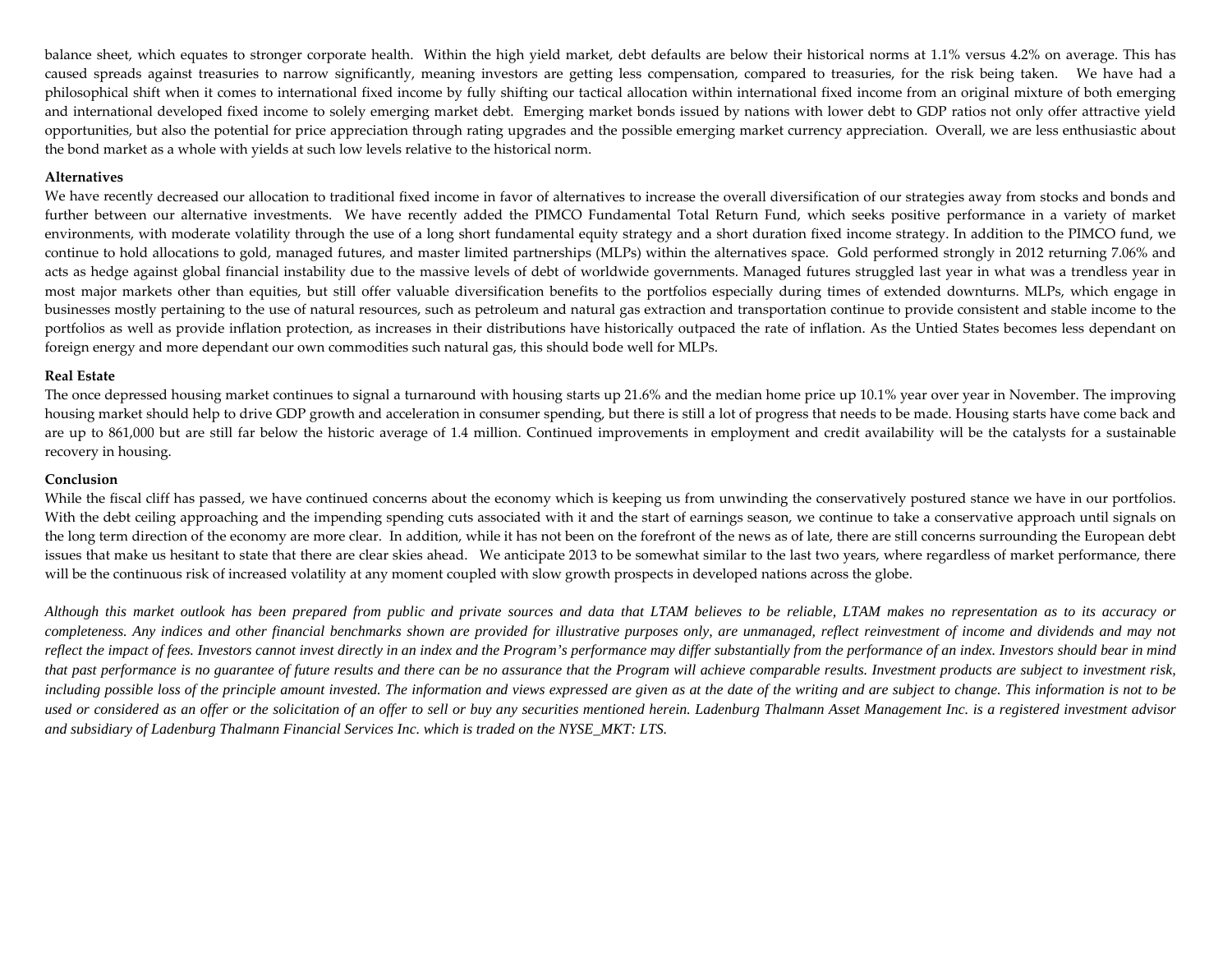balance sheet, which equates to stronger corporate health. Within the high yield market, debt defaults are below their historical norms at 1.1% versus 4.2% on average. This has caused spreads against treasuries to narrow significantly, meaning investors are getting less compensation, compared to treasuries, for the risk being taken. We have had a philosophical shift when it comes to international fixed income by fully shifting our tactical allocation within international fixed income from an original mixture of both emerging and international developed fixed income to solely emerging market debt. Emerging market bonds issued by nations with lower debt to GDP ratios not only offer attractive yield opportunities, but also the potential for price appreciation through rating upgrades and the possible emerging market currency appreciation. Overall, we are less enthusiastic about the bond market as a whole with yields at such low levels relative to the historical norm.

**Alternatives**

We have recently decreased our allocation to traditional fixed income in favor of alternatives to increase the overall diversification of our strategies away from stocks and bonds and further between our alternative investments. We have recently added the PIMCO Fundamental Total Return Fund, which seeks positive performance in a variety of market environments, with moderate volatility through the use of a long short fundamental equity strategy and a short duration fixed income strategy. In addition to the PIMCO fund, we continue to hold allocations to gold, managed futures, and master limited partnerships (MLPs) within the alternatives space. Gold performed strongly in 2012 returning 7.06% and acts as hedge against global financial instability due to the massive levels of debt of worldwide governments. Managed futures struggled last year in what was a trendless year in most major markets other than equities, but still offer valuable diversification benefits to the portfolios especially during times of extended downturns. MLPs, which engage in businesses mostly pertaining to the use of natural resources, such as petroleum and natural gas extraction and transportation continue to provide consistent and stable income to the portfolios as well as provide inflation protection, as increases in their distributions have historically outpaced the rate of inflation. As the Untied States becomes less dependant on foreign energy and more dependant our own commodities such natural gas, this should bode well for MLPs.

**Real Estate**

The once depressed housing market continues to signal a turnaround with housing starts up 21.6% and the median home price up 10.1% year over year in November. The improving housing market should help to drive GDP growth and acceleration in consumer spending, but there is still a lot of progress that needs to be made. Housing starts have come back and are up to 861,000 but are still far below the historic average of 1.4 million. Continued improvements in employment and credit availability will be the catalysts for a sustainable recovery in housing.

**Conclusion**

While the fiscal cliff has passed, we have continued concerns about the economy which is keeping us from unwinding the conservatively postured stance we have in our portfolios. With the debt ceiling approaching and the impending spending cuts associated with it and the start of earnings season, we continue to take a conservative approach until signals on the long term direction of the economy are more clear. In addition, while it has not been on the forefront of the news as of late, there are still concerns surrounding the European debt issues that make us hesitant to state that there are clear skies ahead. We anticipate 2013 to be somewhat similar to the last two years, where regardless of market performance, there will be the continuous risk of increased volatility at any moment coupled with slow growth prospects in developed nations across the globe.

*Although this market outlook has been prepared from public and private sources and data that LTAM believes to be reliable, LTAM makes no representation as to its accuracy or completeness. Any indices and other financial benchmarks shown are provided for illustrative purposes only, are unmanaged, reflect reinvestment of income and dividends and may not reflect the impact of fees. Investors cannot invest directly in an index and the Program's performance may differ substantially from the performance of an index. Investors should bear in mind that past performance is no guarantee of future results and there can be no assurance that the Program will achieve comparable results. Investment products are subject to investment risk, including possible loss of the principle amount invested. The information and views expressed are given as at the date of the writing and are subject to change. This information is not to be used or considered as an offer or the solicitation of an offer to sell or buy any securities mentioned herein. Ladenburg Thalmann Asset Management Inc. is a registered investment advisor and subsidiary of Ladenburg Thalmann Financial Services Inc. which is traded on the NYSE_MKT: LTS.*